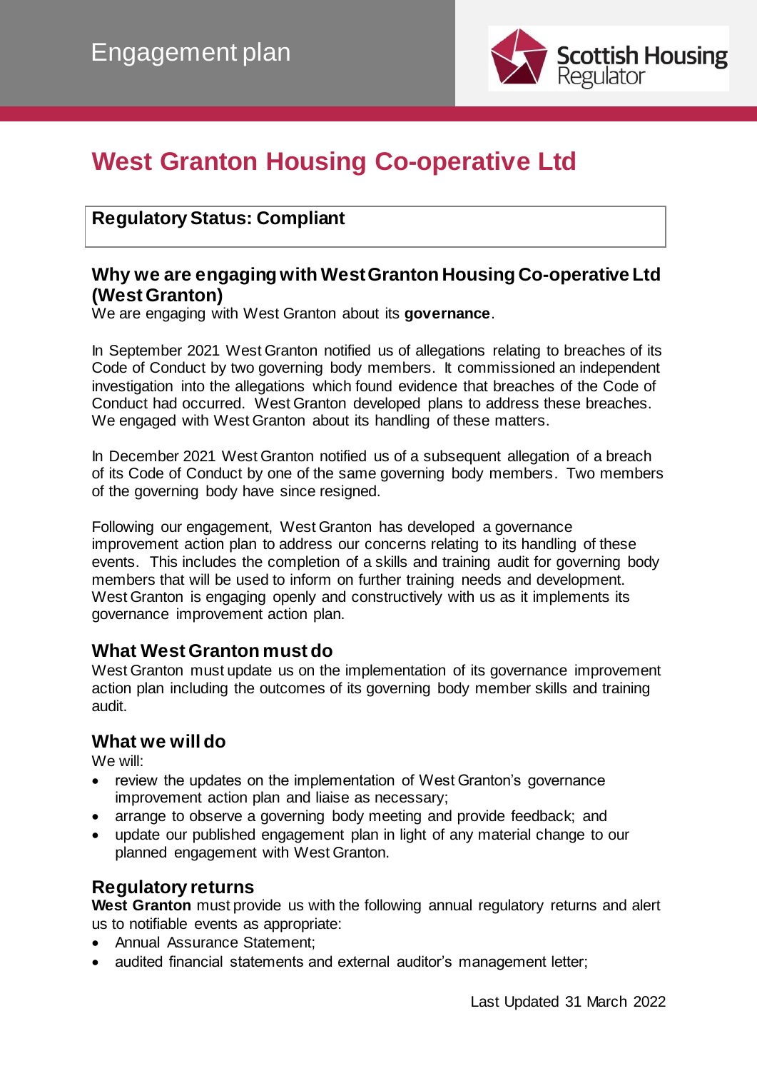Engagement plan

# West Granton Housing Co-operative Ltd

**Regulatory Status: Compliant**

## Why we are engaging with West Granton Housing Co-operative Ltd (West Granton)

We are engaging with West Granton about its **governance**.

In September 2021 West Granton notified us of allegations relating to breaches of its Code of Conduct by two governing body members. It commissioned an independent investigation into the allegations which found evidence that breaches of the Code of Conduct had occurred. West Granton developed plans to address these breaches. We engaged with West Granton about its handling of these matters.

In December 2021 West Granton notified us of a subsequent allegation of a breach of its Code of Conduct by one of the same governing body members. Two members of the governing body have since resigned.

Following our engagement, West Granton has developed a governance improvement action plan to address our concerns relating to its handling of these events. This includes the completion of a skills and training audit for governing body members that will be used to inform on further training needs and development. West Granton is engaging openly and constructively with us as it implements its governance improvement action plan.

## What West Granton must do

West Granton must update us on the implementation of its governance improvement action plan including the outcomes of its governing body member skills and training audit.

## What we will do

We will:

- review the updates on the implementation of West Granton's governance improvement action plan and liaise as necessary;
- arrange to observe a governing body meeting and provide feedback; and
- update our published engagement plan in light of any material change to our planned engagement with West Granton.

## Regulatory returns

**West Granton** must provide us with the following annual regulatory returns and alert us to notifiable events as appropriate:

- Annual Assurance Statement;
- audited financial statements and external auditor's management letter;

Last Updated 31 March 2022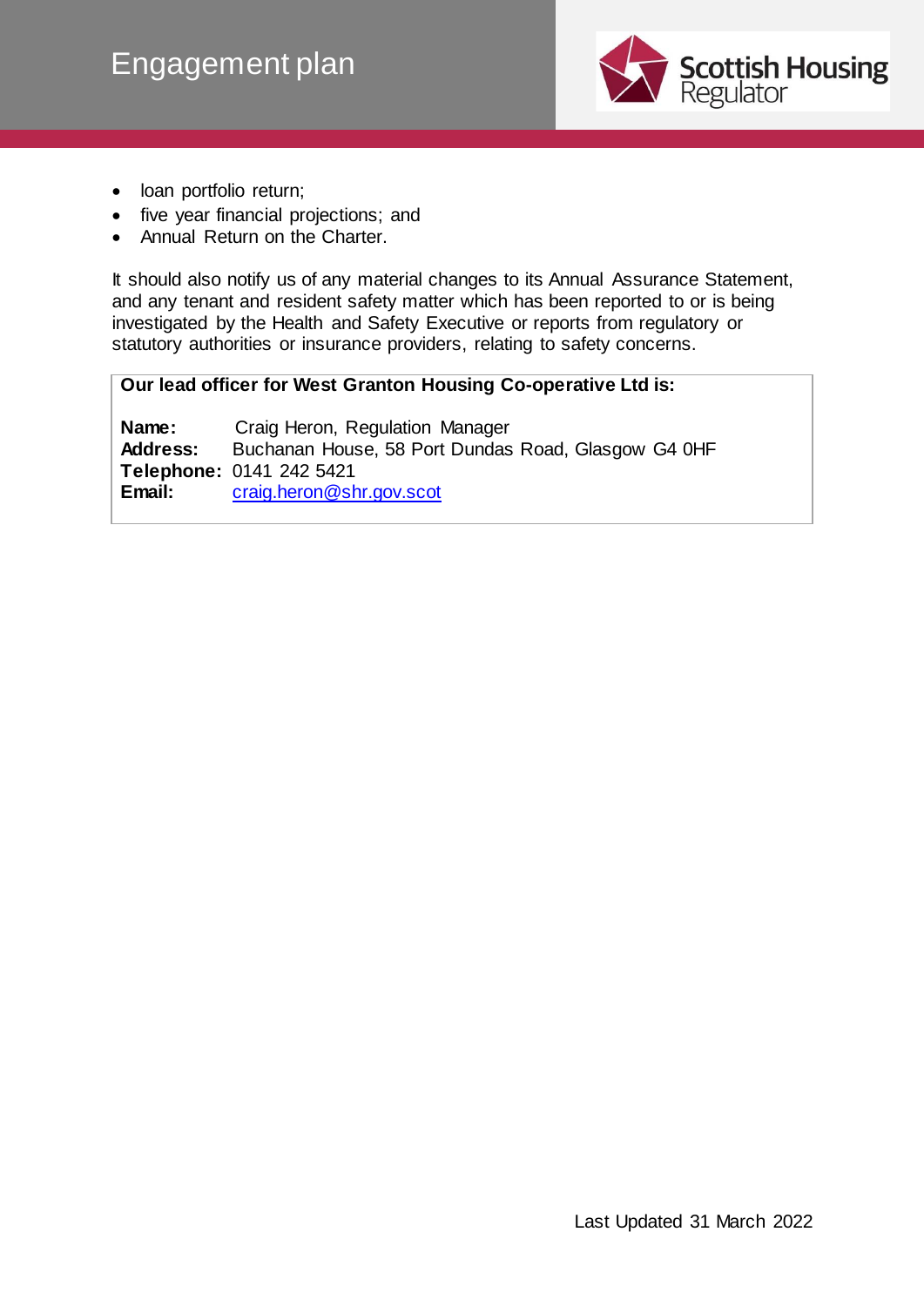- loan portfolio return;
- five year financial projections; and
- Annual Return on the Charter.

It should also notify us of any material changes to its Annual Assurance Statement, and any tenant and resident safety matter which has been reported to or is being investigated by the Health and Safety Executive or reports from regulatory or statutory authorities or insurance providers, relating to safety concerns.

**Our lead officer for West Granton Housing Co-operative Ltd is:**

**Name:** Craig Heron, Regulation Manager
**Address:** Buchanan House, 58 Port Dundas Road, Glasgow G4 0HF
**Telephone:** 0141 242 5421
**Email:** craig.heron@shr.gov.scot

Last Updated 31 March 2022